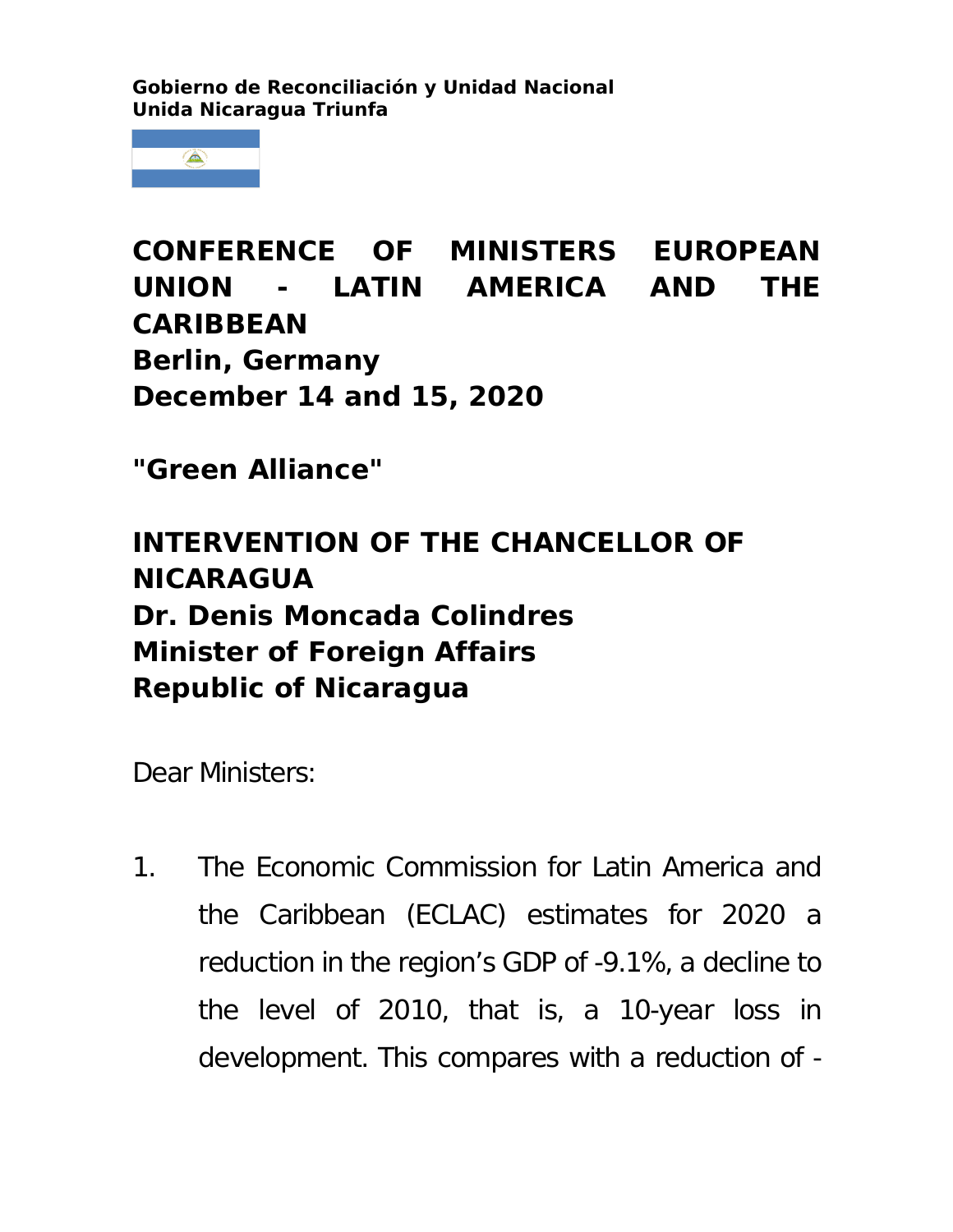**Gobierno de Reconciliación y Unidad Nacional**
**Unida Nicaragua Triunfa**

# CONFERENCE OF MINISTERS EUROPEAN UNION - LATIN AMERICA AND THE CARIBBEAN

**Berlin, Germany**
**December 14 and 15, 2020**

## "Green Alliance"

## INTERVENTION OF THE CHANCELLOR OF NICARAGUA

**Dr. Denis Moncada Colindres**
**Minister of Foreign Affairs**
**Republic of Nicaragua**

Dear Ministers:

1. The Economic Commission for Latin America and the Caribbean (ECLAC) estimates for 2020 a reduction in the region's GDP of -9.1%, a decline to the level of 2010, that is, a 10-year loss in development. This compares with a reduction of -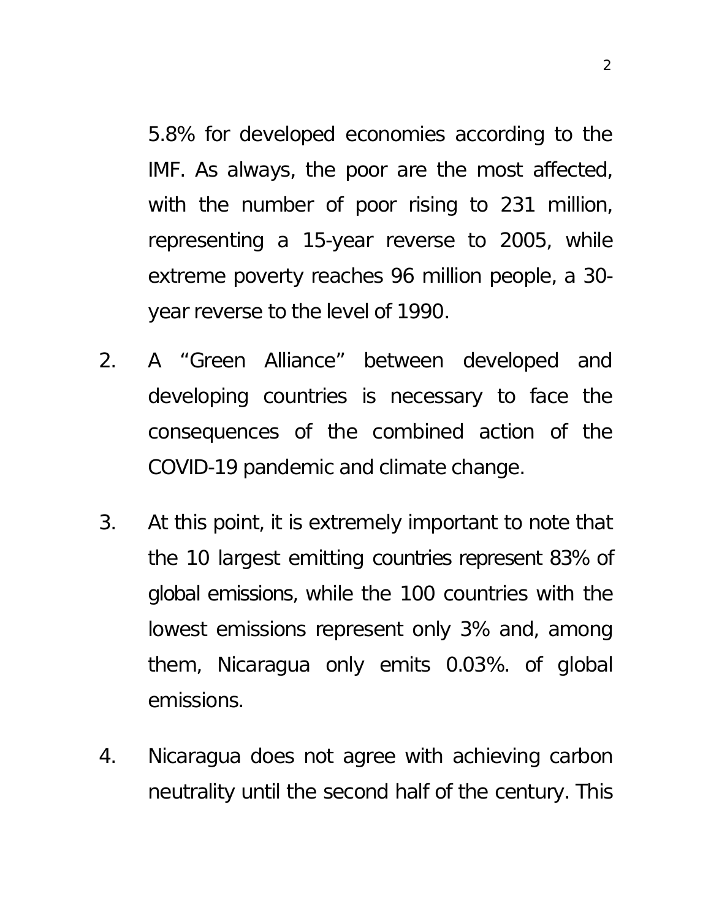5.8% for developed economies according to the IMF. As always, the poor are the most affected, with the number of poor rising to 231 million, representing a 15-year reverse to 2005, while extreme poverty reaches 96 million people, a 30-year reverse to the level of 1990.

2. A “Green Alliance” between developed and developing countries is necessary to face the consequences of the combined action of the COVID-19 pandemic and climate change.

3. At this point, it is extremely important to note that the 10 largest emitting countries represent 83% of global emissions, while the 100 countries with the lowest emissions represent only 3% and, among them, Nicaragua only emits 0.03%. of global emissions.

4. Nicaragua does not agree with achieving carbon neutrality until the second half of the century. This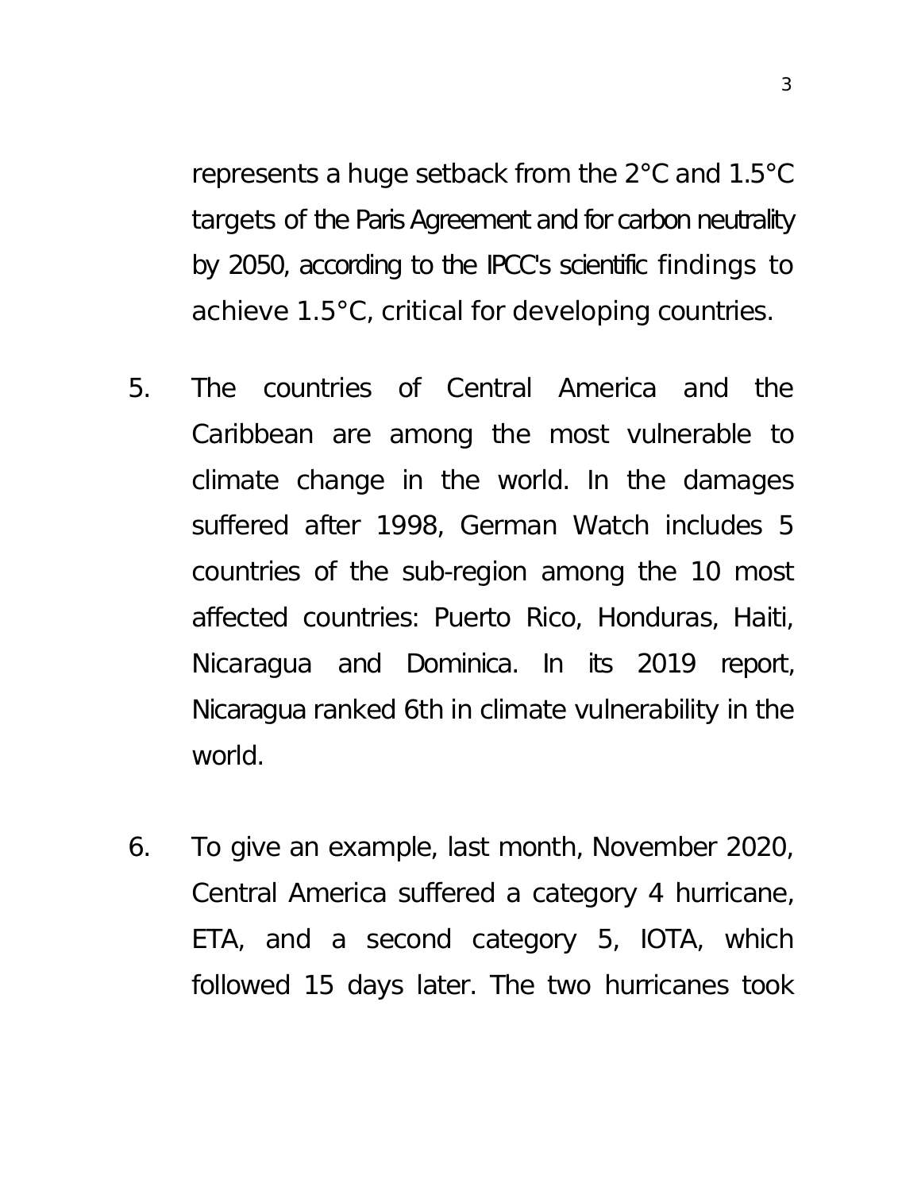represents a huge setback from the 2°C and 1.5°C targets of the Paris Agreement and for carbon neutrality by 2050, according to the IPCC's scientific findings to achieve 1.5°C, critical for developing countries.

5. The countries of Central America and the Caribbean are among the most vulnerable to climate change in the world. In the damages suffered after 1998, German Watch includes 5 countries of the sub-region among the 10 most affected countries: Puerto Rico, Honduras, Haiti, Nicaragua and Dominica. In its 2019 report, Nicaragua ranked 6th in climate vulnerability in the world.

6. To give an example, last month, November 2020, Central America suffered a category 4 hurricane, ETA, and a second category 5, IOTA, which followed 15 days later. The two hurricanes took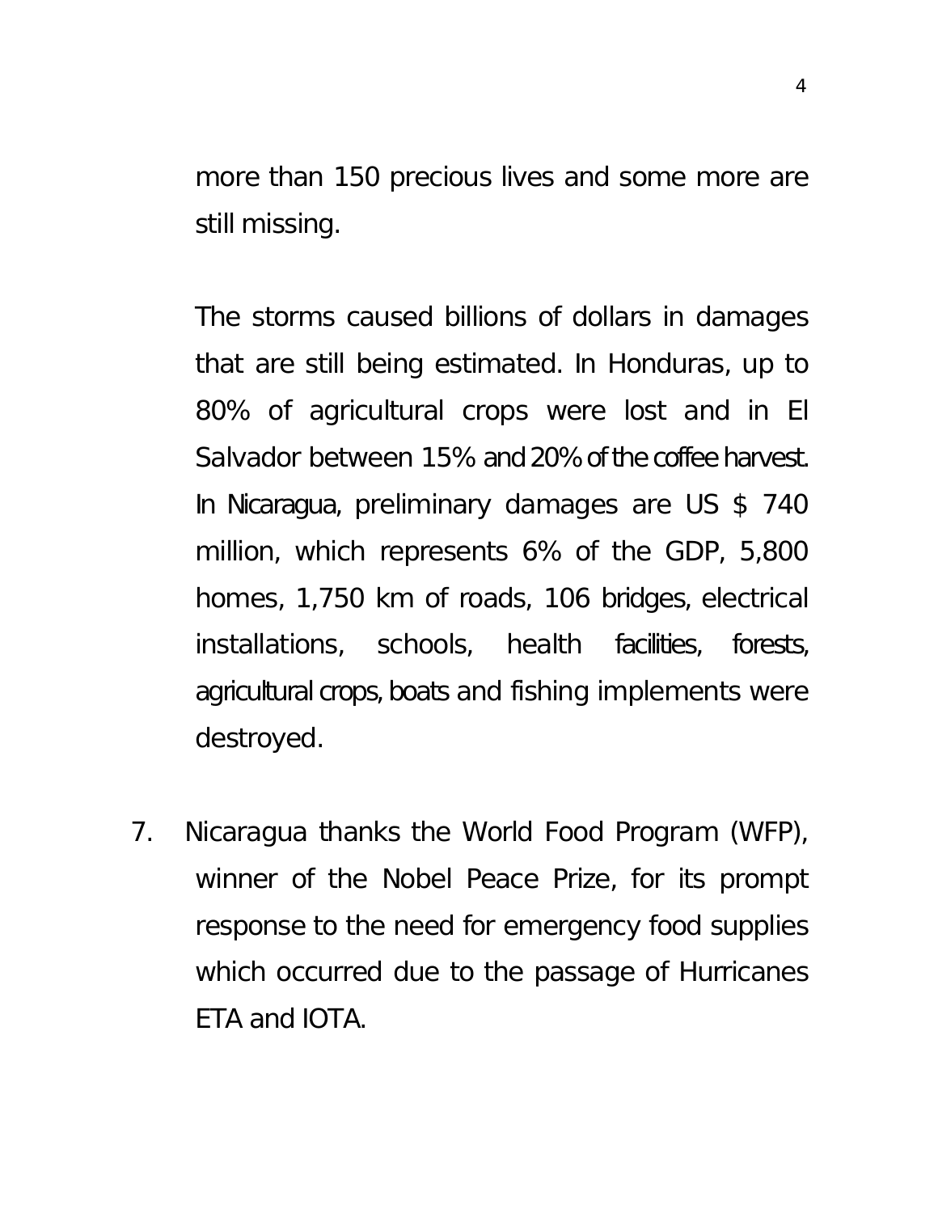more than 150 precious lives and some more are still missing.

The storms caused billions of dollars in damages that are still being estimated. In Honduras, up to 80% of agricultural crops were lost and in El Salvador between 15% and 20% of the coffee harvest. In Nicaragua, preliminary damages are US $ 740 million, which represents 6% of the GDP, 5,800 homes, 1,750 km of roads, 106 bridges, electrical installations, schools, health facilities, forests, agricultural crops, boats and fishing implements were destroyed.

7. Nicaragua thanks the World Food Program (WFP), winner of the Nobel Peace Prize, for its prompt response to the need for emergency food supplies which occurred due to the passage of Hurricanes ETA and IOTA.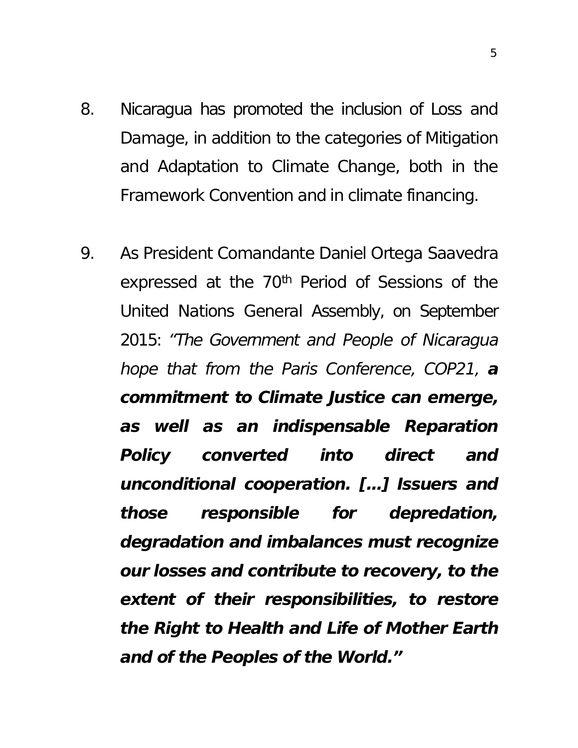8. Nicaragua has promoted the inclusion of Loss and Damage, in addition to the categories of Mitigation and Adaptation to Climate Change, both in the Framework Convention and in climate financing.

9. As President Comandante Daniel Ortega Saavedra expressed at the 70th Period of Sessions of the United Nations General Assembly, on September 2015: *"The Government and People of Nicaragua hope that from the Paris Conference, COP21,* ***a commitment to Climate Justice can emerge, as well as an indispensable Reparation Policy converted into direct and unconditional cooperation. […] Issuers and those responsible for depredation, degradation and imbalances must recognize our losses and contribute to recovery, to the extent of their responsibilities, to restore the Right to Health and Life of Mother Earth and of the Peoples of the World."***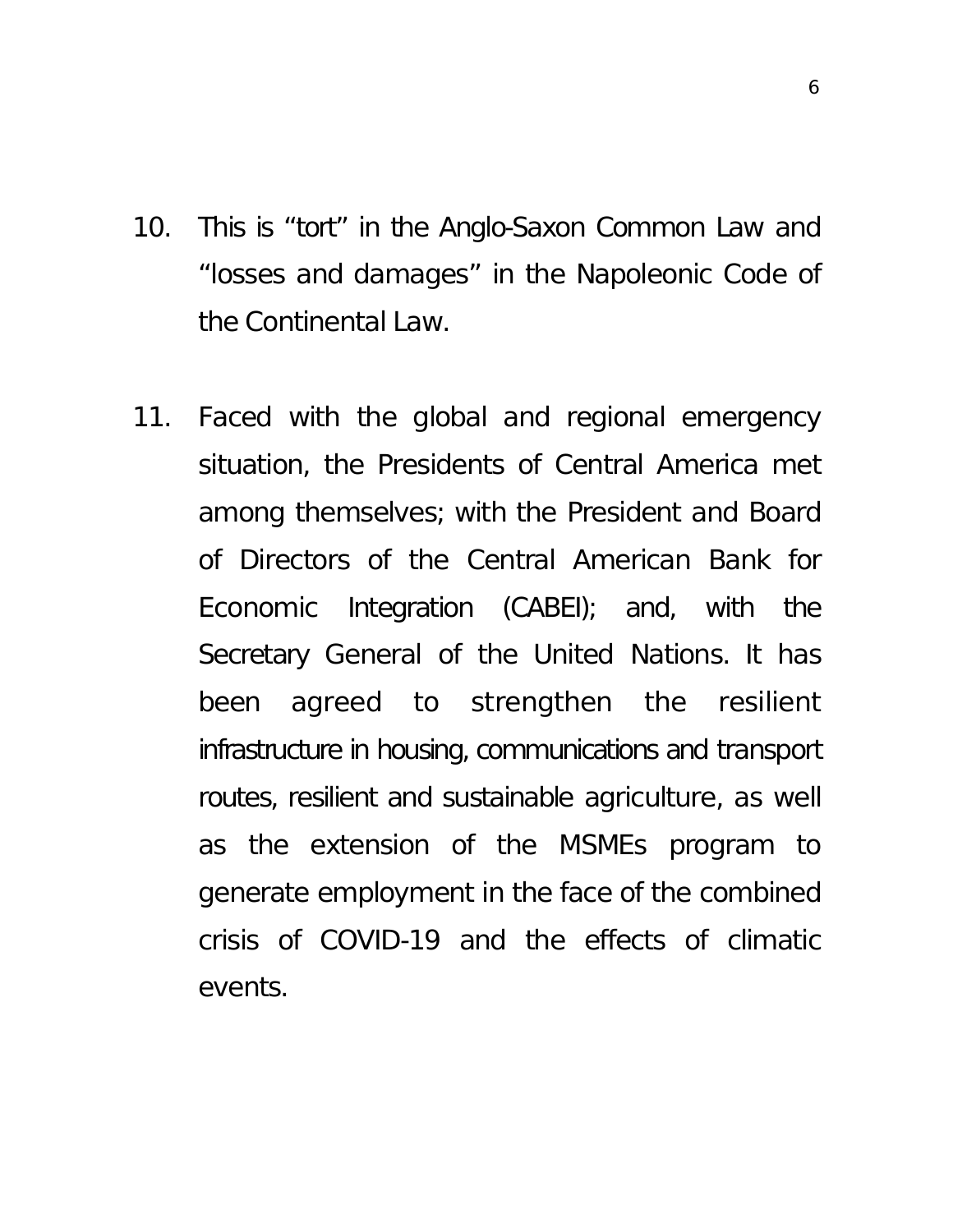10. This is “tort” in the Anglo-Saxon Common Law and “losses and damages” in the Napoleonic Code of the Continental Law.

11. Faced with the global and regional emergency situation, the Presidents of Central America met among themselves; with the President and Board of Directors of the Central American Bank for Economic Integration (CABEI); and, with the Secretary General of the United Nations. It has been agreed to strengthen the resilient infrastructure in housing, communications and transport routes, resilient and sustainable agriculture, as well as the extension of the MSMEs program to generate employment in the face of the combined crisis of COVID-19 and the effects of climatic events.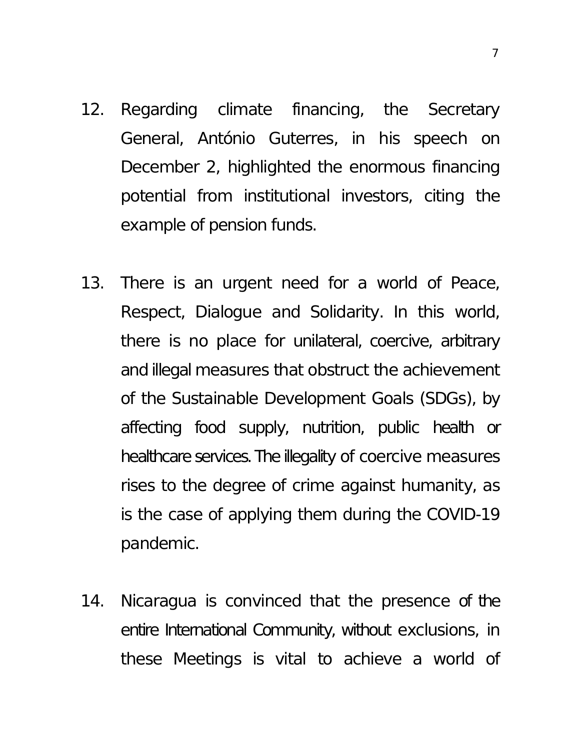12. Regarding climate financing, the Secretary General, António Guterres, in his speech on December 2, highlighted the enormous financing potential from institutional investors, citing the example of pension funds.

13. There is an urgent need for a world of Peace, Respect, Dialogue and Solidarity. In this world, there is no place for unilateral, coercive, arbitrary and illegal measures that obstruct the achievement of the Sustainable Development Goals (SDGs), by affecting food supply, nutrition, public health or healthcare services. The illegality of coercive measures rises to the degree of crime against humanity, as is the case of applying them during the COVID-19 pandemic.

14. Nicaragua is convinced that the presence of the entire International Community, without exclusions, in these Meetings is vital to achieve a world of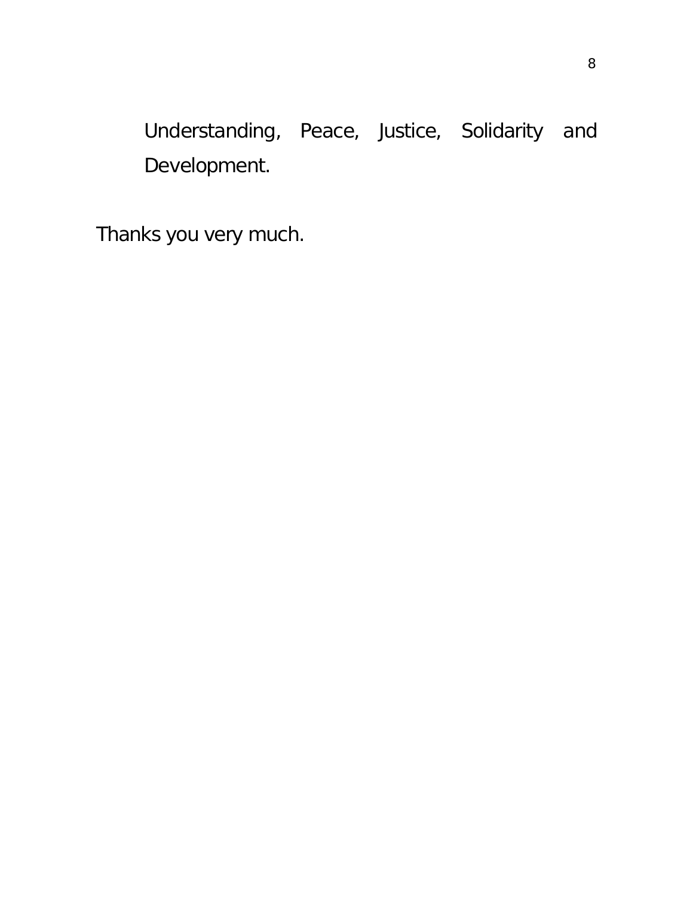Understanding, Peace, Justice, Solidarity and Development.

Thanks you very much.